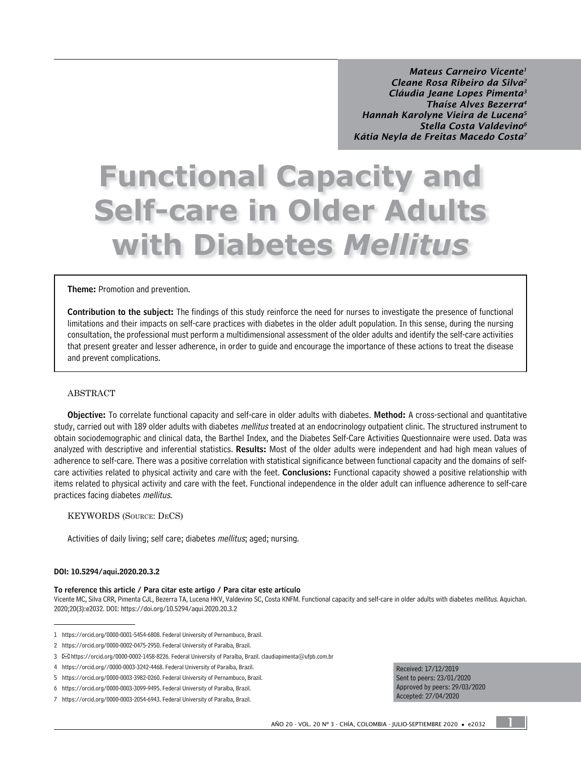*Mateus Carneiro Vicente*[1]
*Cleane Rosa Ribeiro da Silva*[2]
*Cláudia Jeane Lopes Pimenta*[3]
*Thaíse Alves Bezerra*[4]
*Hannah Karolyne Vieira de Lucena*[5]
*Stella Costa Valdevino*[6]
*Kátia Neyla de Freitas Macedo Costa*[7]

# Functional Capacity and Self-care in Older Adults with Diabetes *Mellitus*

**Theme:** Promotion and prevention.

**Contribution to the subject:** The findings of this study reinforce the need for nurses to investigate the presence of functional limitations and their impacts on self-care practices with diabetes in the older adult population. In this sense, during the nursing consultation, the professional must perform a multidimensional assessment of the older adults and identify the self-care activities that present greater and lesser adherence, in order to guide and encourage the importance of these actions to treat the disease and prevent complications.

## ABSTRACT

**Objective:** To correlate functional capacity and self-care in older adults with diabetes. **Method:** A cross-sectional and quantitative study, carried out with 189 older adults with diabetes *mellitus* treated at an endocrinology outpatient clinic. The structured instrument to obtain sociodemographic and clinical data, the Barthel Index, and the Diabetes Self-Care Activities Questionnaire were used. Data was analyzed with descriptive and inferential statistics. **Results:** Most of the older adults were independent and had high mean values of adherence to self-care. There was a positive correlation with statistical significance between functional capacity and the domains of self-care activities related to physical activity and care with the feet. **Conclusions:** Functional capacity showed a positive relationship with items related to physical activity and care with the feet. Functional independence in the older adult can influence adherence to self-care practices facing diabetes *mellitus*.

## KEYWORDS (Source: DeCS)

Activities of daily living; self care; diabetes *mellitus*; aged; nursing.

**DOI: 10.5294/aqui.2020.20.3.2**

**To reference this article / Para citar este artigo / Para citar este artículo**
Vicente MC, Silva CRR, Pimenta CJL, Bezerra TA, Lucena HKV, Valdevino SC, Costa KNFM. Functional capacity and self-care in older adults with diabetes *mellitus*. Aquichan. 2020;20(3):e2032. DOI: https://doi.org/10.5294/aqui.2020.20.3.2

Received: 17/12/2019
Sent to peers: 23/01/2020
Approved by peers: 29/03/2020
Accepted: 27/04/2020

1 https://orcid.org/0000-0001-5454-6808. Federal University of Pernambuco, Brazil.

2 https://orcid.org/0000-0002-0475-2950. Federal University of Paraíba, Brazil.

3 ✉ https://orcid.org/0000-0002-1458-8226. Federal University of Paraíba, Brazil. claudiapimenta@ufpb.com.br

4 https://orcid.org//0000-0003-3242-4468. Federal University of Paraíba, Brazil.

5 https://orcid.org/0000-0003-3982-0260. Federal University of Pernambuco, Brazil.

6 https://orcid.org/0000-0003-3099-9495. Federal University of Paraíba, Brazil.

7 https://orcid.org/0000-0003-2054-6943. Federal University of Paraíba, Brazil.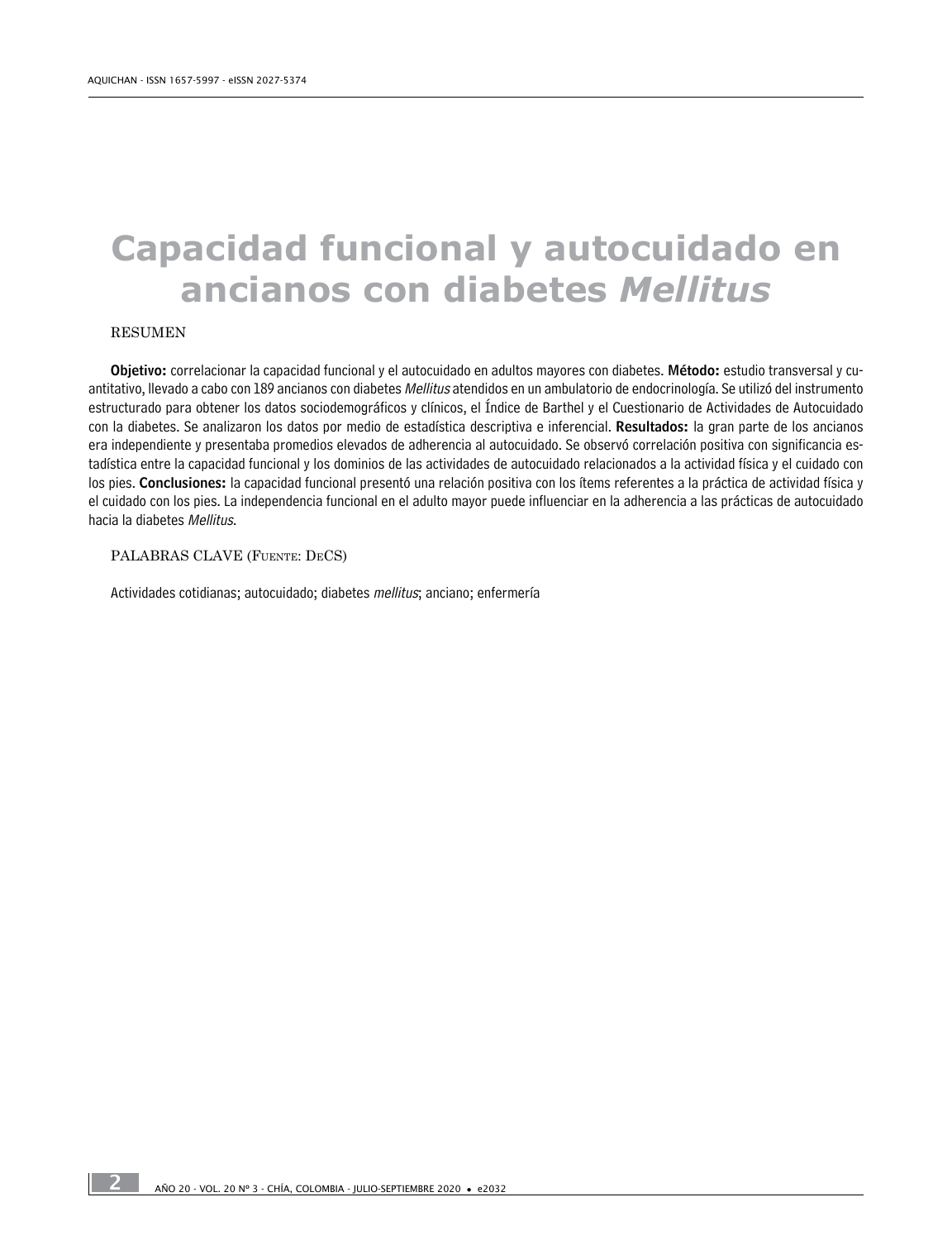# Capacidad funcional y autocuidado en ancianos con diabetes *Mellitus*

RESUMEN

**Objetivo:** correlacionar la capacidad funcional y el autocuidado en adultos mayores con diabetes. **Método:** estudio transversal y cuantitativo, llevado a cabo con 189 ancianos con diabetes *Mellitus* atendidos en un ambulatorio de endocrinología. Se utilizó del instrumento estructurado para obtener los datos sociodemográficos y clínicos, el Índice de Barthel y el Cuestionario de Actividades de Autocuidado con la diabetes. Se analizaron los datos por medio de estadística descriptiva e inferencial. **Resultados:** la gran parte de los ancianos era independiente y presentaba promedios elevados de adherencia al autocuidado. Se observó correlación positiva con significancia estadística entre la capacidad funcional y los dominios de las actividades de autocuidado relacionados a la actividad física y el cuidado con los pies. **Conclusiones:** la capacidad funcional presentó una relación positiva con los ítems referentes a la práctica de actividad física y el cuidado con los pies. La independencia funcional en el adulto mayor puede influenciar en la adherencia a las prácticas de autocuidado hacia la diabetes *Mellitus*.

PALABRAS CLAVE (Fuente: DeCS)

Actividades cotidianas; autocuidado; diabetes *mellitus*; anciano; enfermería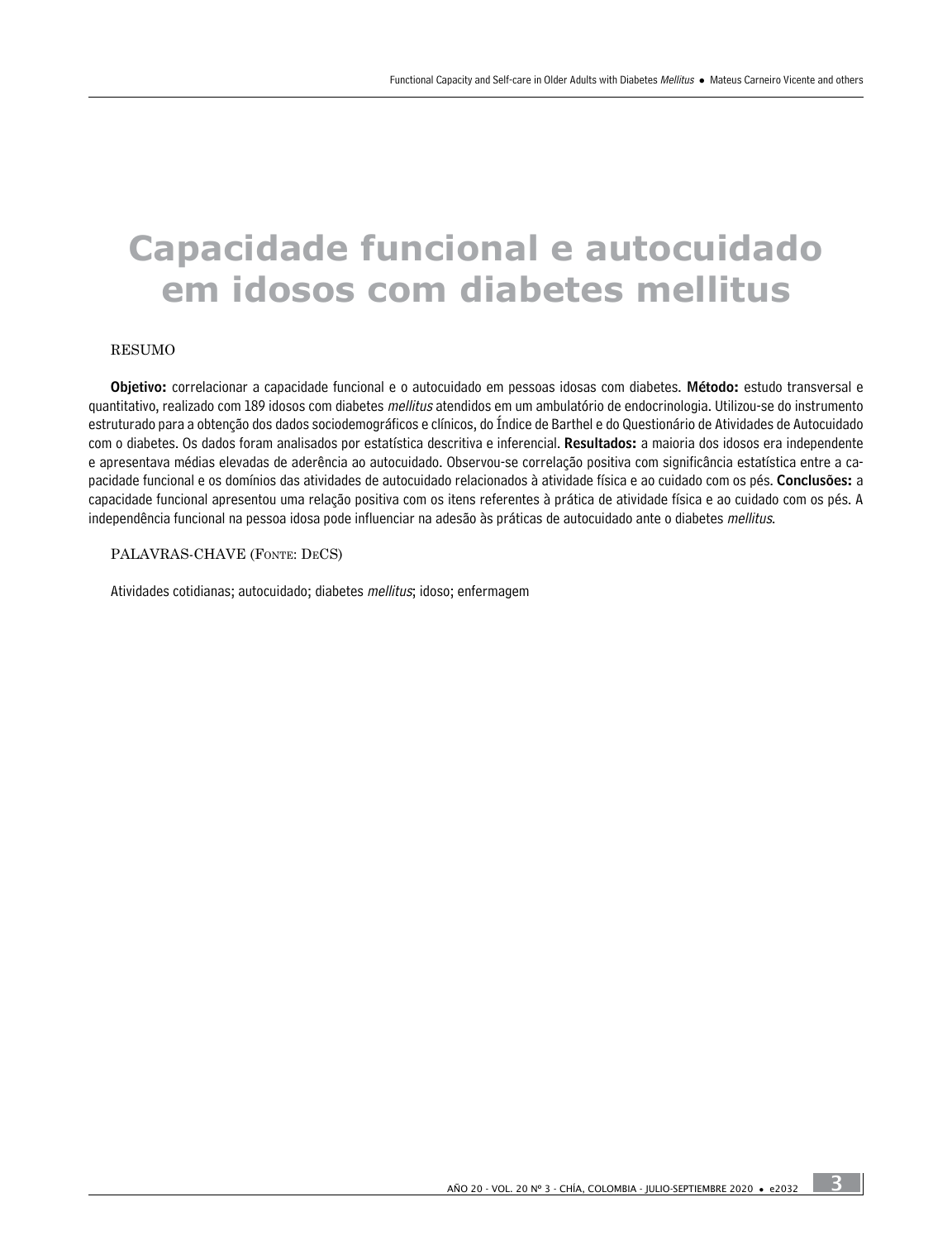# Capacidade funcional e autocuidado em idosos com diabetes mellitus

RESUMO

**Objetivo:** correlacionar a capacidade funcional e o autocuidado em pessoas idosas com diabetes. **Método:** estudo transversal e quantitativo, realizado com 189 idosos com diabetes *mellitus* atendidos em um ambulatório de endocrinologia. Utilizou-se do instrumento estruturado para a obtenção dos dados sociodemográficos e clínicos, do Índice de Barthel e do Questionário de Atividades de Autocuidado com o diabetes. Os dados foram analisados por estatística descritiva e inferencial. **Resultados:** a maioria dos idosos era independente e apresentava médias elevadas de aderência ao autocuidado. Observou-se correlação positiva com significância estatística entre a capacidade funcional e os domínios das atividades de autocuidado relacionados à atividade física e ao cuidado com os pés. **Conclusões:** a capacidade funcional apresentou uma relação positiva com os itens referentes à prática de atividade física e ao cuidado com os pés. A independência funcional na pessoa idosa pode influenciar na adesão às práticas de autocuidado ante o diabetes *mellitus*.

PALAVRAS-CHAVE (FONTE: DECS)

Atividades cotidianas; autocuidado; diabetes *mellitus*; idoso; enfermagem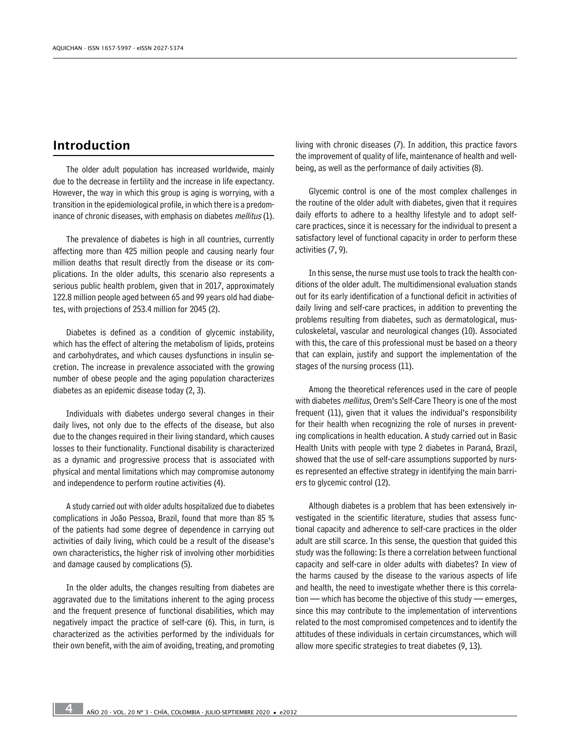## Introduction

The older adult population has increased worldwide, mainly due to the decrease in fertility and the increase in life expectancy. However, the way in which this group is aging is worrying, with a transition in the epidemiological profile, in which there is a predominance of chronic diseases, with emphasis on diabetes *mellitus* (1).

The prevalence of diabetes is high in all countries, currently affecting more than 425 million people and causing nearly four million deaths that result directly from the disease or its complications. In the older adults, this scenario also represents a serious public health problem, given that in 2017, approximately 122.8 million people aged between 65 and 99 years old had diabetes, with projections of 253.4 million for 2045 (2).

Diabetes is defined as a condition of glycemic instability, which has the effect of altering the metabolism of lipids, proteins and carbohydrates, and which causes dysfunctions in insulin secretion. The increase in prevalence associated with the growing number of obese people and the aging population characterizes diabetes as an epidemic disease today (2, 3).

Individuals with diabetes undergo several changes in their daily lives, not only due to the effects of the disease, but also due to the changes required in their living standard, which causes losses to their functionality. Functional disability is characterized as a dynamic and progressive process that is associated with physical and mental limitations which may compromise autonomy and independence to perform routine activities (4).

A study carried out with older adults hospitalized due to diabetes complications in João Pessoa, Brazil, found that more than 85 % of the patients had some degree of dependence in carrying out activities of daily living, which could be a result of the disease's own characteristics, the higher risk of involving other morbidities and damage caused by complications (5).

In the older adults, the changes resulting from diabetes are aggravated due to the limitations inherent to the aging process and the frequent presence of functional disabilities, which may negatively impact the practice of self-care (6). This, in turn, is characterized as the activities performed by the individuals for their own benefit, with the aim of avoiding, treating, and promoting living with chronic diseases (7). In addition, this practice favors the improvement of quality of life, maintenance of health and wellbeing, as well as the performance of daily activities (8).

Glycemic control is one of the most complex challenges in the routine of the older adult with diabetes, given that it requires daily efforts to adhere to a healthy lifestyle and to adopt self-care practices, since it is necessary for the individual to present a satisfactory level of functional capacity in order to perform these activities (7, 9).

In this sense, the nurse must use tools to track the health conditions of the older adult. The multidimensional evaluation stands out for its early identification of a functional deficit in activities of daily living and self-care practices, in addition to preventing the problems resulting from diabetes, such as dermatological, musculoskeletal, vascular and neurological changes (10). Associated with this, the care of this professional must be based on a theory that can explain, justify and support the implementation of the stages of the nursing process (11).

Among the theoretical references used in the care of people with diabetes *mellitus*, Orem's Self-Care Theory is one of the most frequent (11), given that it values the individual's responsibility for their health when recognizing the role of nurses in preventing complications in health education. A study carried out in Basic Health Units with people with type 2 diabetes in Paraná, Brazil, showed that the use of self-care assumptions supported by nurses represented an effective strategy in identifying the main barriers to glycemic control (12).

Although diabetes is a problem that has been extensively investigated in the scientific literature, studies that assess functional capacity and adherence to self-care practices in the older adult are still scarce. In this sense, the question that guided this study was the following: Is there a correlation between functional capacity and self-care in older adults with diabetes? In view of the harms caused by the disease to the various aspects of life and health, the need to investigate whether there is this correlation — which has become the objective of this study — emerges, since this may contribute to the implementation of interventions related to the most compromised competences and to identify the attitudes of these individuals in certain circumstances, which will allow more specific strategies to treat diabetes (9, 13).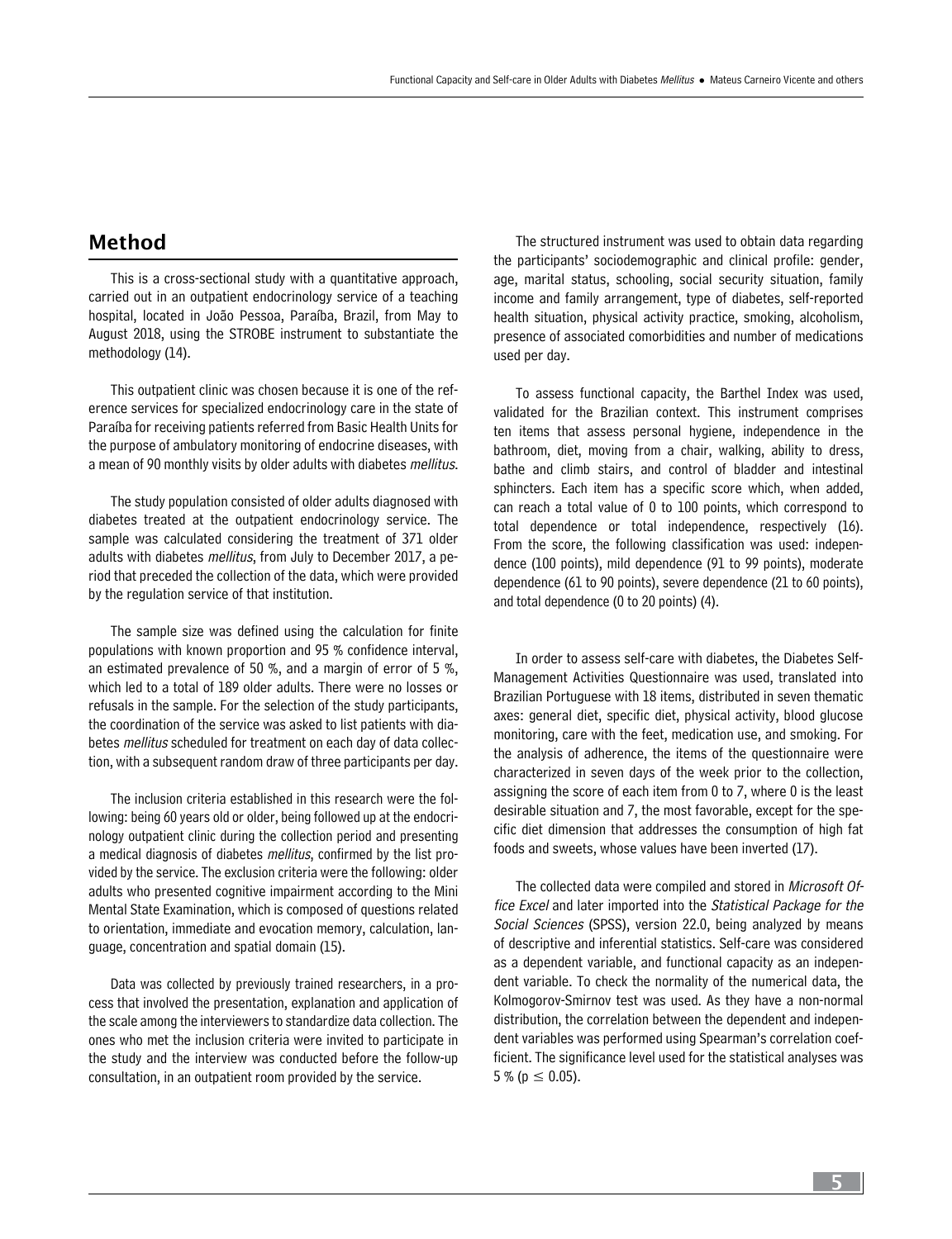## Method

This is a cross-sectional study with a quantitative approach, carried out in an outpatient endocrinology service of a teaching hospital, located in João Pessoa, Paraíba, Brazil, from May to August 2018, using the STROBE instrument to substantiate the methodology (14).

This outpatient clinic was chosen because it is one of the reference services for specialized endocrinology care in the state of Paraíba for receiving patients referred from Basic Health Units for the purpose of ambulatory monitoring of endocrine diseases, with a mean of 90 monthly visits by older adults with diabetes *mellitus*.

The study population consisted of older adults diagnosed with diabetes treated at the outpatient endocrinology service. The sample was calculated considering the treatment of 371 older adults with diabetes *mellitus*, from July to December 2017, a period that preceded the collection of the data, which were provided by the regulation service of that institution.

The sample size was defined using the calculation for finite populations with known proportion and 95 % confidence interval, an estimated prevalence of 50 %, and a margin of error of 5 %, which led to a total of 189 older adults. There were no losses or refusals in the sample. For the selection of the study participants, the coordination of the service was asked to list patients with diabetes *mellitus* scheduled for treatment on each day of data collection, with a subsequent random draw of three participants per day.

The inclusion criteria established in this research were the following: being 60 years old or older, being followed up at the endocrinology outpatient clinic during the collection period and presenting a medical diagnosis of diabetes *mellitus*, confirmed by the list provided by the service. The exclusion criteria were the following: older adults who presented cognitive impairment according to the Mini Mental State Examination, which is composed of questions related to orientation, immediate and evocation memory, calculation, language, concentration and spatial domain (15).

Data was collected by previously trained researchers, in a process that involved the presentation, explanation and application of the scale among the interviewers to standardize data collection. The ones who met the inclusion criteria were invited to participate in the study and the interview was conducted before the follow-up consultation, in an outpatient room provided by the service.

The structured instrument was used to obtain data regarding the participants' sociodemographic and clinical profile: gender, age, marital status, schooling, social security situation, family income and family arrangement, type of diabetes, self-reported health situation, physical activity practice, smoking, alcoholism, presence of associated comorbidities and number of medications used per day.

To assess functional capacity, the Barthel Index was used, validated for the Brazilian context. This instrument comprises ten items that assess personal hygiene, independence in the bathroom, diet, moving from a chair, walking, ability to dress, bathe and climb stairs, and control of bladder and intestinal sphincters. Each item has a specific score which, when added, can reach a total value of 0 to 100 points, which correspond to total dependence or total independence, respectively (16). From the score, the following classification was used: independence (100 points), mild dependence (91 to 99 points), moderate dependence (61 to 90 points), severe dependence (21 to 60 points), and total dependence (0 to 20 points) (4).

In order to assess self-care with diabetes, the Diabetes Self-Management Activities Questionnaire was used, translated into Brazilian Portuguese with 18 items, distributed in seven thematic axes: general diet, specific diet, physical activity, blood glucose monitoring, care with the feet, medication use, and smoking. For the analysis of adherence, the items of the questionnaire were characterized in seven days of the week prior to the collection, assigning the score of each item from 0 to 7, where 0 is the least desirable situation and 7, the most favorable, except for the specific diet dimension that addresses the consumption of high fat foods and sweets, whose values have been inverted (17).

The collected data were compiled and stored in *Microsoft Office Excel* and later imported into the *Statistical Package for the Social Sciences* (SPSS), version 22.0, being analyzed by means of descriptive and inferential statistics. Self-care was considered as a dependent variable, and functional capacity as an independent variable. To check the normality of the numerical data, the Kolmogorov-Smirnov test was used. As they have a non-normal distribution, the correlation between the dependent and independent variables was performed using Spearman's correlation coefficient. The significance level used for the statistical analyses was 5 % ($p \leq 0.05$).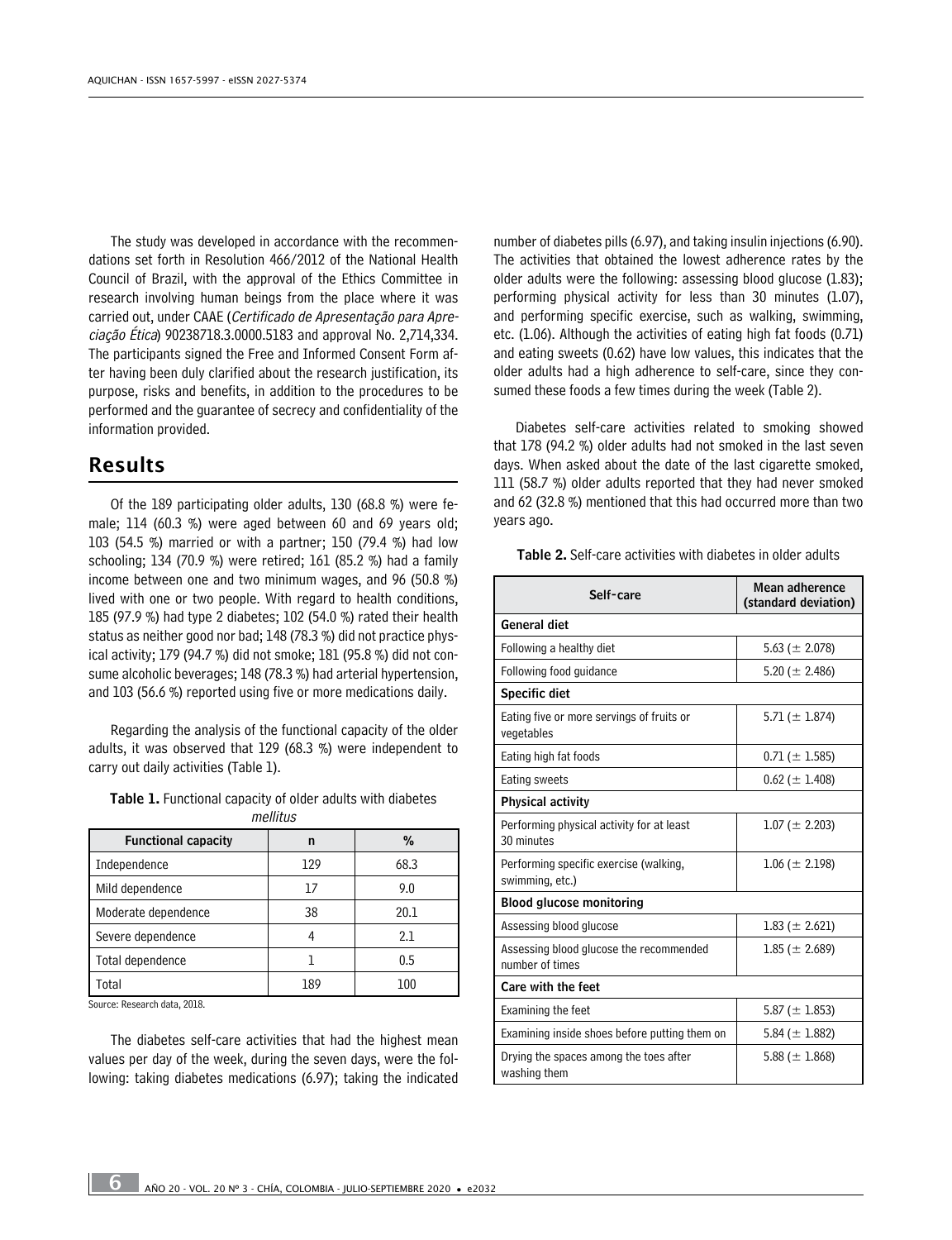The study was developed in accordance with the recommendations set forth in Resolution 466/2012 of the National Health Council of Brazil, with the approval of the Ethics Committee in research involving human beings from the place where it was carried out, under CAAE (*Certificado de Apresentação para Apreciação Ética*) 90238718.3.0000.5183 and approval No. 2,714,334. The participants signed the Free and Informed Consent Form after having been duly clarified about the research justification, its purpose, risks and benefits, in addition to the procedures to be performed and the guarantee of secrecy and confidentiality of the information provided.

## Results

Of the 189 participating older adults, 130 (68.8 %) were female; 114 (60.3 %) were aged between 60 and 69 years old; 103 (54.5 %) married or with a partner; 150 (79.4 %) had low schooling; 134 (70.9 %) were retired; 161 (85.2 %) had a family income between one and two minimum wages, and 96 (50.8 %) lived with one or two people. With regard to health conditions, 185 (97.9 %) had type 2 diabetes; 102 (54.0 %) rated their health status as neither good nor bad; 148 (78.3 %) did not practice physical activity; 179 (94.7 %) did not smoke; 181 (95.8 %) did not consume alcoholic beverages; 148 (78.3 %) had arterial hypertension, and 103 (56.6 %) reported using five or more medications daily.

Regarding the analysis of the functional capacity of the older adults, it was observed that 129 (68.3 %) were independent to carry out daily activities (Table 1).

**Table 1.** Functional capacity of older adults with diabetes *mellitus*

| Functional capacity | n | % |
|---|---|---|
| Independence | 129 | 68.3 |
| Mild dependence | 17 | 9.0 |
| Moderate dependence | 38 | 20.1 |
| Severe dependence | 4 | 2.1 |
| Total dependence | 1 | 0.5 |
| Total | 189 | 100 |

Source: Research data, 2018.

The diabetes self-care activities that had the highest mean values per day of the week, during the seven days, were the following: taking diabetes medications (6.97); taking the indicated number of diabetes pills (6.97), and taking insulin injections (6.90). The activities that obtained the lowest adherence rates by the older adults were the following: assessing blood glucose (1.83); performing physical activity for less than 30 minutes (1.07), and performing specific exercise, such as walking, swimming, etc. (1.06). Although the activities of eating high fat foods (0.71) and eating sweets (0.62) have low values, this indicates that the older adults had a high adherence to self-care, since they consumed these foods a few times during the week (Table 2).

Diabetes self-care activities related to smoking showed that 178 (94.2 %) older adults had not smoked in the last seven days. When asked about the date of the last cigarette smoked, 111 (58.7 %) older adults reported that they had never smoked and 62 (32.8 %) mentioned that this had occurred more than two years ago.

**Table 2.** Self-care activities with diabetes in older adults

| Self-care | Mean adherence (standard deviation) |
|---|---|
| **General diet** | |
| Following a healthy diet | 5.63 (± 2.078) |
| Following food guidance | 5.20 (± 2.486) |
| **Specific diet** | |
| Eating five or more servings of fruits or vegetables | 5.71 (± 1.874) |
| Eating high fat foods | 0.71 (± 1.585) |
| Eating sweets | 0.62 (± 1.408) |
| **Physical activity** | |
| Performing physical activity for at least 30 minutes | 1.07 (± 2.203) |
| Performing specific exercise (walking, swimming, etc.) | 1.06 (± 2.198) |
| **Blood glucose monitoring** | |
| Assessing blood glucose | 1.83 (± 2.621) |
| Assessing blood glucose the recommended number of times | 1.85 (± 2.689) |
| **Care with the feet** | |
| Examining the feet | 5.87 (± 1.853) |
| Examining inside shoes before putting them on | 5.84 (± 1.882) |
| Drying the spaces among the toes after washing them | 5.88 (± 1.868) |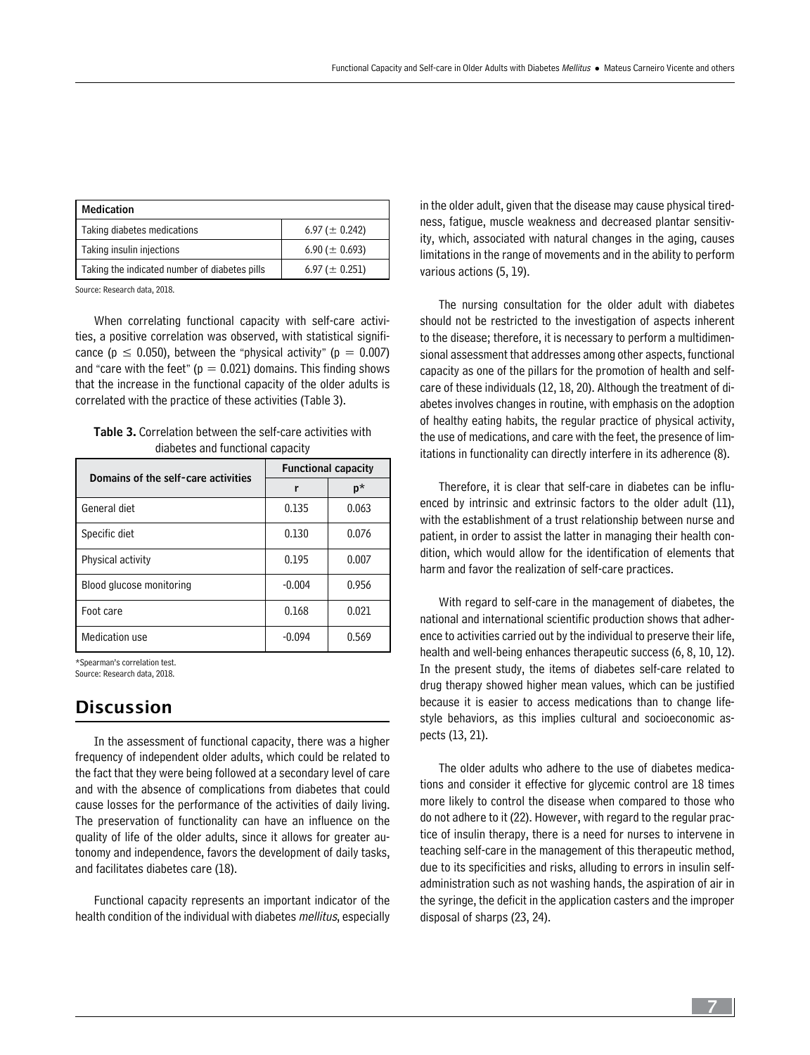| Medication | |
|---|---|
| Taking diabetes medications | 6.97 (± 0.242) |
| Taking insulin injections | 6.90 (± 0.693) |
| Taking the indicated number of diabetes pills | 6.97 (± 0.251) |

Source: Research data, 2018.

When correlating functional capacity with self-care activities, a positive correlation was observed, with statistical significance ($p \leq 0.050$), between the "physical activity" ($p = 0.007$) and "care with the feet" ($p = 0.021$) domains. This finding shows that the increase in the functional capacity of the older adults is correlated with the practice of these activities (Table 3).

**Table 3.** Correlation between the self-care activities with diabetes and functional capacity

| Domains of the self-care activities | Functional capacity | |
|---|---|---|
| | r | p* |
| General diet | 0.135 | 0.063 |
| Specific diet | 0.130 | 0.076 |
| Physical activity | 0.195 | 0.007 |
| Blood glucose monitoring | -0.004 | 0.956 |
| Foot care | 0.168 | 0.021 |
| Medication use | -0.094 | 0.569 |

*Spearman's correlation test.
Source: Research data, 2018.

## Discussion

In the assessment of functional capacity, there was a higher frequency of independent older adults, which could be related to the fact that they were being followed at a secondary level of care and with the absence of complications from diabetes that could cause losses for the performance of the activities of daily living. The preservation of functionality can have an influence on the quality of life of the older adults, since it allows for greater autonomy and independence, favors the development of daily tasks, and facilitates diabetes care (18).

Functional capacity represents an important indicator of the health condition of the individual with diabetes *mellitus*, especially in the older adult, given that the disease may cause physical tiredness, fatigue, muscle weakness and decreased plantar sensitivity, which, associated with natural changes in the aging, causes limitations in the range of movements and in the ability to perform various actions (5, 19).

The nursing consultation for the older adult with diabetes should not be restricted to the investigation of aspects inherent to the disease; therefore, it is necessary to perform a multidimensional assessment that addresses among other aspects, functional capacity as one of the pillars for the promotion of health and self-care of these individuals (12, 18, 20). Although the treatment of diabetes involves changes in routine, with emphasis on the adoption of healthy eating habits, the regular practice of physical activity, the use of medications, and care with the feet, the presence of limitations in functionality can directly interfere in its adherence (8).

Therefore, it is clear that self-care in diabetes can be influenced by intrinsic and extrinsic factors to the older adult (11), with the establishment of a trust relationship between nurse and patient, in order to assist the latter in managing their health condition, which would allow for the identification of elements that harm and favor the realization of self-care practices.

With regard to self-care in the management of diabetes, the national and international scientific production shows that adherence to activities carried out by the individual to preserve their life, health and well-being enhances therapeutic success (6, 8, 10, 12). In the present study, the items of diabetes self-care related to drug therapy showed higher mean values, which can be justified because it is easier to access medications than to change lifestyle behaviors, as this implies cultural and socioeconomic aspects (13, 21).

The older adults who adhere to the use of diabetes medications and consider it effective for glycemic control are 18 times more likely to control the disease when compared to those who do not adhere to it (22). However, with regard to the regular practice of insulin therapy, there is a need for nurses to intervene in teaching self-care in the management of this therapeutic method, due to its specificities and risks, alluding to errors in insulin self-administration such as not washing hands, the aspiration of air in the syringe, the deficit in the application casters and the improper disposal of sharps (23, 24).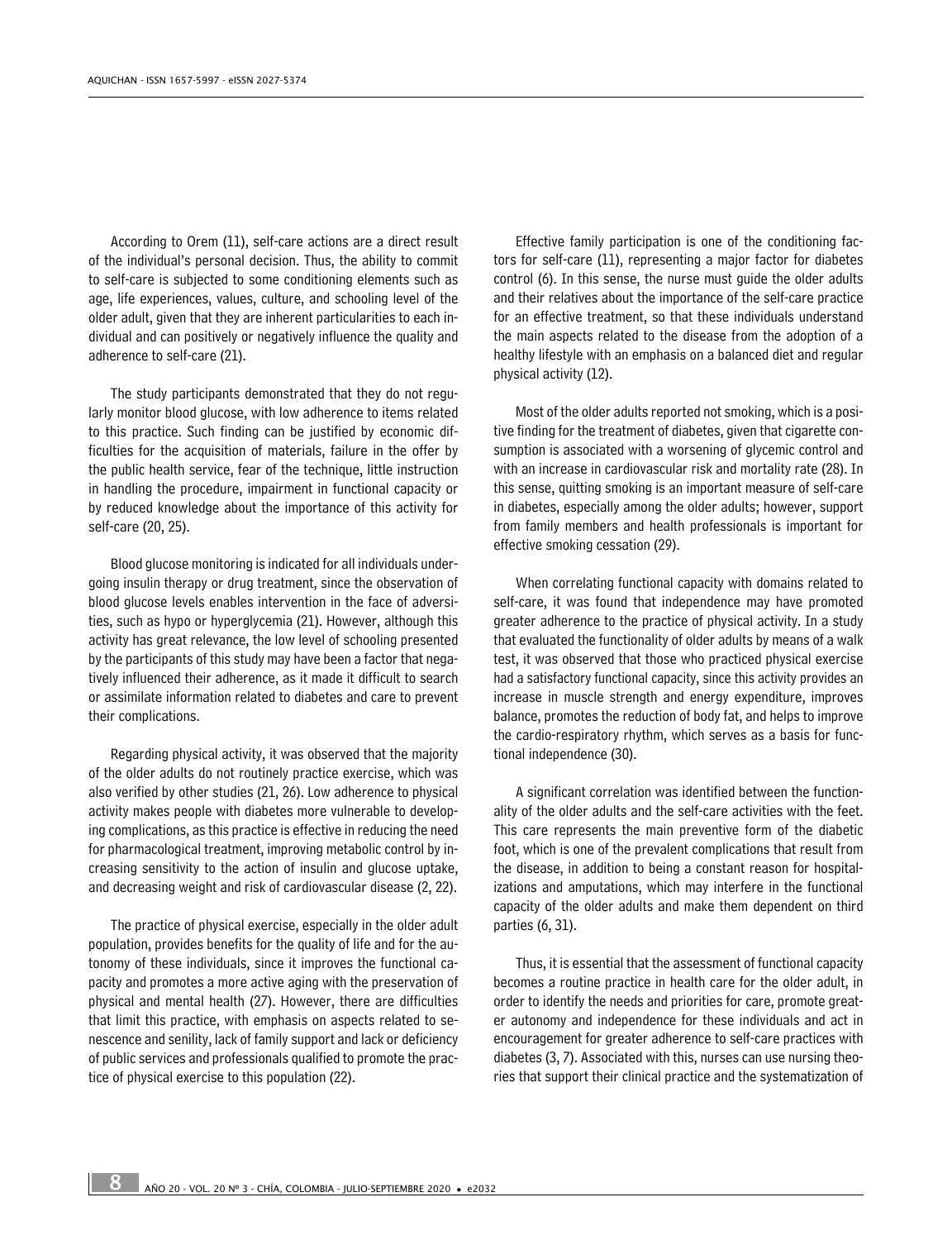According to Orem (11), self-care actions are a direct result of the individual's personal decision. Thus, the ability to commit to self-care is subjected to some conditioning elements such as age, life experiences, values, culture, and schooling level of the older adult, given that they are inherent particularities to each individual and can positively or negatively influence the quality and adherence to self-care (21).

The study participants demonstrated that they do not regularly monitor blood glucose, with low adherence to items related to this practice. Such finding can be justified by economic difficulties for the acquisition of materials, failure in the offer by the public health service, fear of the technique, little instruction in handling the procedure, impairment in functional capacity or by reduced knowledge about the importance of this activity for self-care (20, 25).

Blood glucose monitoring is indicated for all individuals undergoing insulin therapy or drug treatment, since the observation of blood glucose levels enables intervention in the face of adversities, such as hypo or hyperglycemia (21). However, although this activity has great relevance, the low level of schooling presented by the participants of this study may have been a factor that negatively influenced their adherence, as it made it difficult to search or assimilate information related to diabetes and care to prevent their complications.

Regarding physical activity, it was observed that the majority of the older adults do not routinely practice exercise, which was also verified by other studies (21, 26). Low adherence to physical activity makes people with diabetes more vulnerable to developing complications, as this practice is effective in reducing the need for pharmacological treatment, improving metabolic control by increasing sensitivity to the action of insulin and glucose uptake, and decreasing weight and risk of cardiovascular disease (2, 22).

The practice of physical exercise, especially in the older adult population, provides benefits for the quality of life and for the autonomy of these individuals, since it improves the functional capacity and promotes a more active aging with the preservation of physical and mental health (27). However, there are difficulties that limit this practice, with emphasis on aspects related to senescence and senility, lack of family support and lack or deficiency of public services and professionals qualified to promote the practice of physical exercise to this population (22).

Effective family participation is one of the conditioning factors for self-care (11), representing a major factor for diabetes control (6). In this sense, the nurse must guide the older adults and their relatives about the importance of the self-care practice for an effective treatment, so that these individuals understand the main aspects related to the disease from the adoption of a healthy lifestyle with an emphasis on a balanced diet and regular physical activity (12).

Most of the older adults reported not smoking, which is a positive finding for the treatment of diabetes, given that cigarette consumption is associated with a worsening of glycemic control and with an increase in cardiovascular risk and mortality rate (28). In this sense, quitting smoking is an important measure of self-care in diabetes, especially among the older adults; however, support from family members and health professionals is important for effective smoking cessation (29).

When correlating functional capacity with domains related to self-care, it was found that independence may have promoted greater adherence to the practice of physical activity. In a study that evaluated the functionality of older adults by means of a walk test, it was observed that those who practiced physical exercise had a satisfactory functional capacity, since this activity provides an increase in muscle strength and energy expenditure, improves balance, promotes the reduction of body fat, and helps to improve the cardio-respiratory rhythm, which serves as a basis for functional independence (30).

A significant correlation was identified between the functionality of the older adults and the self-care activities with the feet. This care represents the main preventive form of the diabetic foot, which is one of the prevalent complications that result from the disease, in addition to being a constant reason for hospitalizations and amputations, which may interfere in the functional capacity of the older adults and make them dependent on third parties (6, 31).

Thus, it is essential that the assessment of functional capacity becomes a routine practice in health care for the older adult, in order to identify the needs and priorities for care, promote greater autonomy and independence for these individuals and act in encouragement for greater adherence to self-care practices with diabetes (3, 7). Associated with this, nurses can use nursing theories that support their clinical practice and the systematization of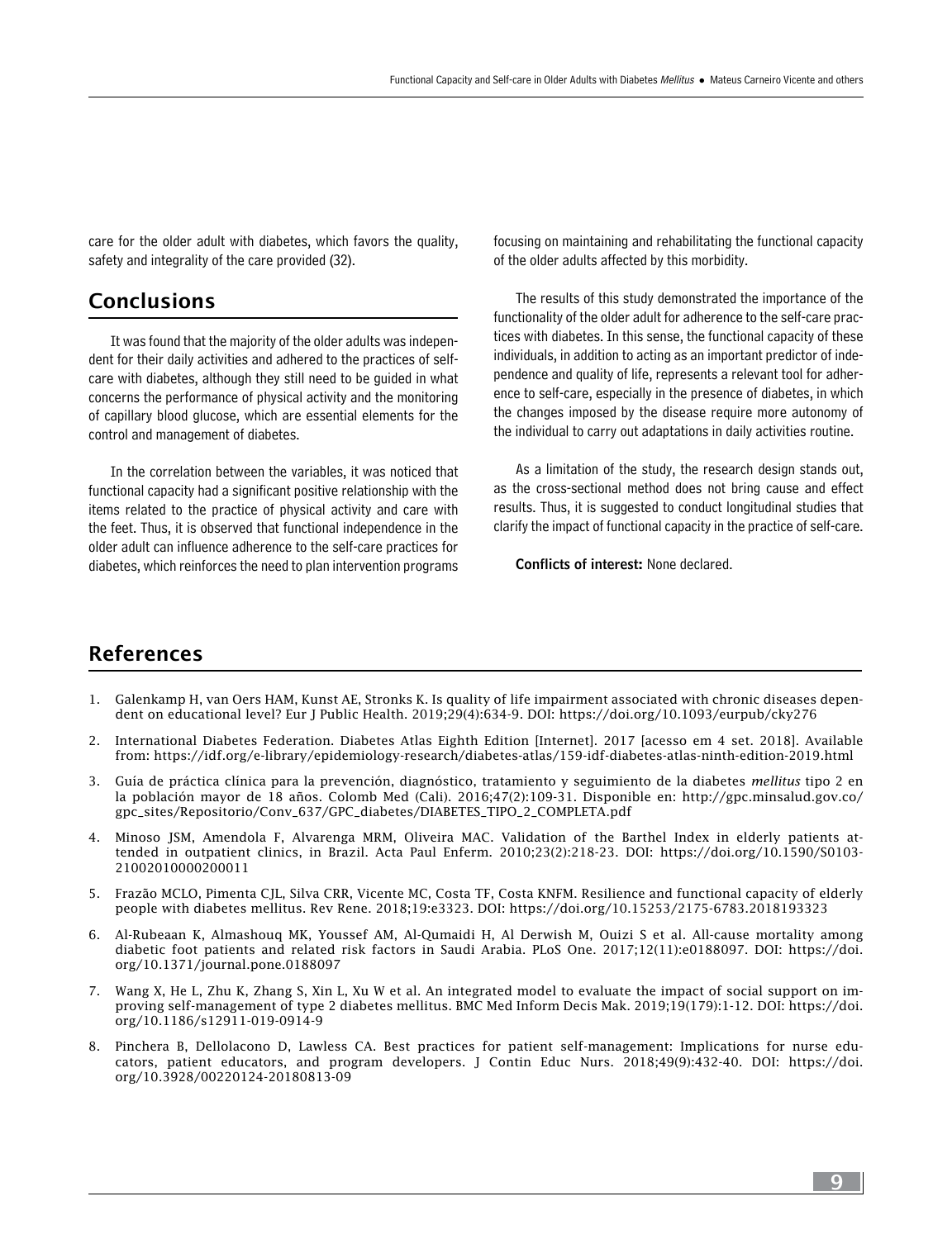care for the older adult with diabetes, which favors the quality, safety and integrality of the care provided (32).

## Conclusions

It was found that the majority of the older adults was independent for their daily activities and adhered to the practices of self-care with diabetes, although they still need to be guided in what concerns the performance of physical activity and the monitoring of capillary blood glucose, which are essential elements for the control and management of diabetes.

In the correlation between the variables, it was noticed that functional capacity had a significant positive relationship with the items related to the practice of physical activity and care with the feet. Thus, it is observed that functional independence in the older adult can influence adherence to the self-care practices for diabetes, which reinforces the need to plan intervention programs focusing on maintaining and rehabilitating the functional capacity of the older adults affected by this morbidity.

The results of this study demonstrated the importance of the functionality of the older adult for adherence to the self-care practices with diabetes. In this sense, the functional capacity of these individuals, in addition to acting as an important predictor of independence and quality of life, represents a relevant tool for adherence to self-care, especially in the presence of diabetes, in which the changes imposed by the disease require more autonomy of the individual to carry out adaptations in daily activities routine.

As a limitation of the study, the research design stands out, as the cross-sectional method does not bring cause and effect results. Thus, it is suggested to conduct longitudinal studies that clarify the impact of functional capacity in the practice of self-care.

**Conflicts of interest:** None declared.

## References

1. Galenkamp H, van Oers HAM, Kunst AE, Stronks K. Is quality of life impairment associated with chronic diseases dependent on educational level? Eur J Public Health. 2019;29(4):634-9. DOI: https://doi.org/10.1093/eurpub/cky276
2. International Diabetes Federation. Diabetes Atlas Eighth Edition [Internet]. 2017 [acesso em 4 set. 2018]. Available from: https://idf.org/e-library/epidemiology-research/diabetes-atlas/159-idf-diabetes-atlas-ninth-edition-2019.html
3. Guía de práctica clínica para la prevención, diagnóstico, tratamiento y seguimiento de la diabetes *mellitus* tipo 2 en la población mayor de 18 años. Colomb Med (Cali). 2016;47(2):109-31. Disponible en: http://gpc.minsalud.gov.co/gpc_sites/Repositorio/Conv_637/GPC_diabetes/DIABETES_TIPO_2_COMPLETA.pdf
4. Minoso JSM, Amendola F, Alvarenga MRM, Oliveira MAC. Validation of the Barthel Index in elderly patients attended in outpatient clinics, in Brazil. Acta Paul Enferm. 2010;23(2):218-23. DOI: https://doi.org/10.1590/S0103-21002010000200011
5. Frazão MCLO, Pimenta CJL, Silva CRR, Vicente MC, Costa TF, Costa KNFM. Resilience and functional capacity of elderly people with diabetes mellitus. Rev Rene. 2018;19:e3323. DOI: https://doi.org/10.15253/2175-6783.2018193323
6. Al-Rubeaan K, Almashouq MK, Youssef AM, Al-Qumaidi H, Al Derwish M, Ouizi S et al. All-cause mortality among diabetic foot patients and related risk factors in Saudi Arabia. PLoS One. 2017;12(11):e0188097. DOI: https://doi.org/10.1371/journal.pone.0188097
7. Wang X, He L, Zhu K, Zhang S, Xin L, Xu W et al. An integrated model to evaluate the impact of social support on improving self-management of type 2 diabetes mellitus. BMC Med Inform Decis Mak. 2019;19(179):1-12. DOI: https://doi.org/10.1186/s12911-019-0914-9
8. Pinchera B, Dellolacono D, Lawless CA. Best practices for patient self-management: Implications for nurse educators, patient educators, and program developers. J Contin Educ Nurs. 2018;49(9):432-40. DOI: https://doi.org/10.3928/00220124-20180813-09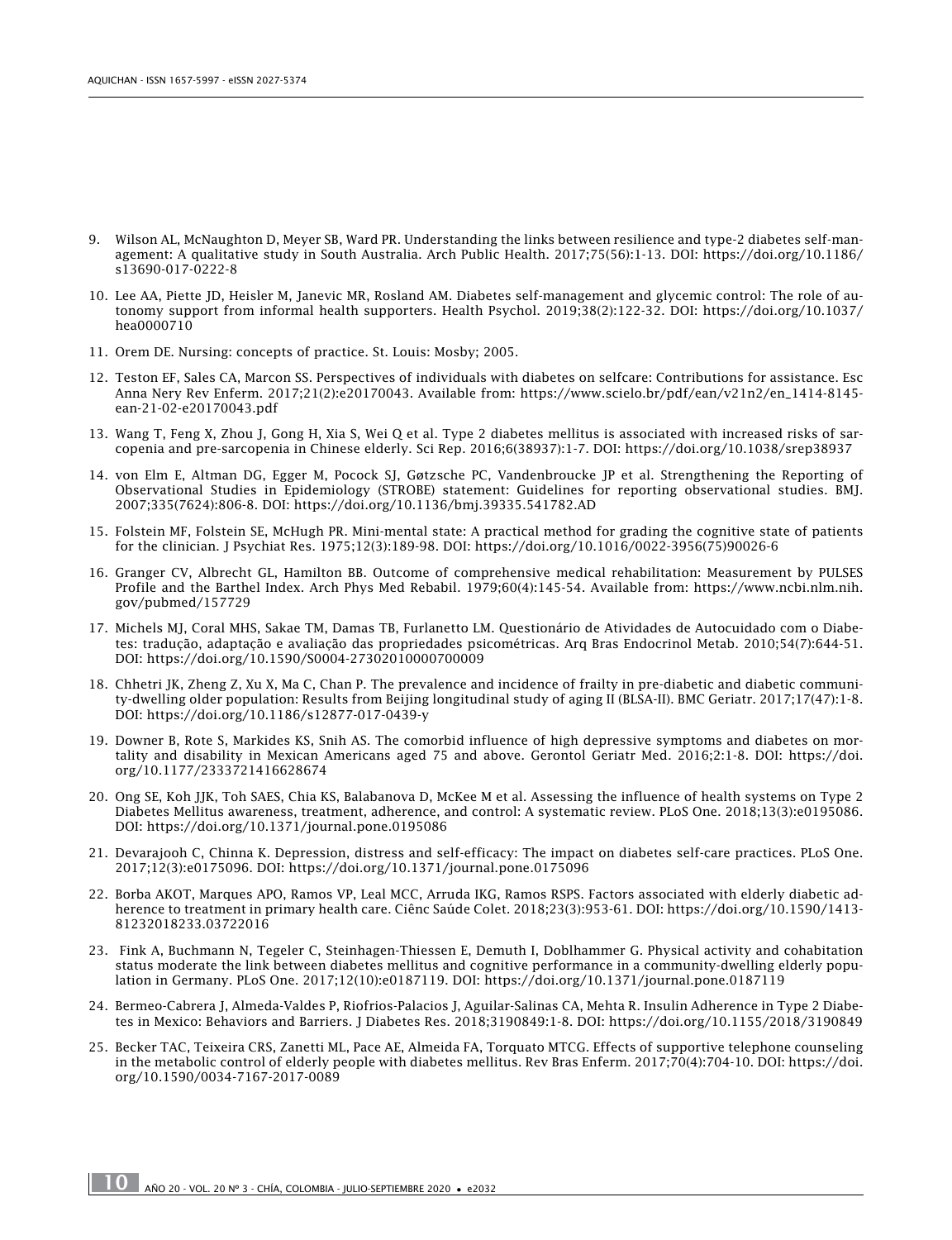9. Wilson AL, McNaughton D, Meyer SB, Ward PR. Understanding the links between resilience and type-2 diabetes self-management: A qualitative study in South Australia. Arch Public Health. 2017;75(56):1-13. DOI: https://doi.org/10.1186/s13690-017-0222-8

10. Lee AA, Piette JD, Heisler M, Janevic MR, Rosland AM. Diabetes self-management and glycemic control: The role of autonomy support from informal health supporters. Health Psychol. 2019;38(2):122-32. DOI: https://doi.org/10.1037/hea0000710

11. Orem DE. Nursing: concepts of practice. St. Louis: Mosby; 2005.

12. Teston EF, Sales CA, Marcon SS. Perspectives of individuals with diabetes on selfcare: Contributions for assistance. Esc Anna Nery Rev Enferm. 2017;21(2):e20170043. Available from: https://www.scielo.br/pdf/ean/v21n2/en_1414-8145-ean-21-02-e20170043.pdf

13. Wang T, Feng X, Zhou J, Gong H, Xia S, Wei Q et al. Type 2 diabetes mellitus is associated with increased risks of sarcopenia and pre-sarcopenia in Chinese elderly. Sci Rep. 2016;6(38937):1-7. DOI: https://doi.org/10.1038/srep38937

14. von Elm E, Altman DG, Egger M, Pocock SJ, Gøtzsche PC, Vandenbroucke JP et al. Strengthening the Reporting of Observational Studies in Epidemiology (STROBE) statement: Guidelines for reporting observational studies. BMJ. 2007;335(7624):806-8. DOI: https://doi.org/10.1136/bmj.39335.541782.AD

15. Folstein MF, Folstein SE, McHugh PR. Mini-mental state: A practical method for grading the cognitive state of patients for the clinician. J Psychiat Res. 1975;12(3):189-98. DOI: https://doi.org/10.1016/0022-3956(75)90026-6

16. Granger CV, Albrecht GL, Hamilton BB. Outcome of comprehensive medical rehabilitation: Measurement by PULSES Profile and the Barthel Index. Arch Phys Med Rebabil. 1979;60(4):145-54. Available from: https://www.ncbi.nlm.nih.gov/pubmed/157729

17. Michels MJ, Coral MHS, Sakae TM, Damas TB, Furlanetto LM. Questionário de Atividades de Autocuidado com o Diabetes: tradução, adaptação e avaliação das propriedades psicométricas. Arq Bras Endocrinol Metab. 2010;54(7):644-51. DOI: https://doi.org/10.1590/S0004-27302010000700009

18. Chhetri JK, Zheng Z, Xu X, Ma C, Chan P. The prevalence and incidence of frailty in pre-diabetic and diabetic community-dwelling older population: Results from Beijing longitudinal study of aging II (BLSA-II). BMC Geriatr. 2017;17(47):1-8. DOI: https://doi.org/10.1186/s12877-017-0439-y

19. Downer B, Rote S, Markides KS, Snih AS. The comorbid influence of high depressive symptoms and diabetes on mortality and disability in Mexican Americans aged 75 and above. Gerontol Geriatr Med. 2016;2:1-8. DOI: https://doi.org/10.1177/2333721416628674

20. Ong SE, Koh JJK, Toh SAES, Chia KS, Balabanova D, McKee M et al. Assessing the influence of health systems on Type 2 Diabetes Mellitus awareness, treatment, adherence, and control: A systematic review. PLoS One. 2018;13(3):e0195086. DOI: https://doi.org/10.1371/journal.pone.0195086

21. Devarajooh C, Chinna K. Depression, distress and self-efficacy: The impact on diabetes self-care practices. PLoS One. 2017;12(3):e0175096. DOI: https://doi.org/10.1371/journal.pone.0175096

22. Borba AKOT, Marques APO, Ramos VP, Leal MCC, Arruda IKG, Ramos RSPS. Factors associated with elderly diabetic adherence to treatment in primary health care. Ciênc Saúde Colet. 2018;23(3):953-61. DOI: https://doi.org/10.1590/1413-81232018233.03722016

23. Fink A, Buchmann N, Tegeler C, Steinhagen-Thiessen E, Demuth I, Doblhammer G. Physical activity and cohabitation status moderate the link between diabetes mellitus and cognitive performance in a community-dwelling elderly population in Germany. PLoS One. 2017;12(10):e0187119. DOI: https://doi.org/10.1371/journal.pone.0187119

24. Bermeo-Cabrera J, Almeda-Valdes P, Riofrios-Palacios J, Aguilar-Salinas CA, Mehta R. Insulin Adherence in Type 2 Diabetes in Mexico: Behaviors and Barriers. J Diabetes Res. 2018;3190849:1-8. DOI: https://doi.org/10.1155/2018/3190849

25. Becker TAC, Teixeira CRS, Zanetti ML, Pace AE, Almeida FA, Torquato MTCG. Effects of supportive telephone counseling in the metabolic control of elderly people with diabetes mellitus. Rev Bras Enferm. 2017;70(4):704-10. DOI: https://doi.org/10.1590/0034-7167-2017-0089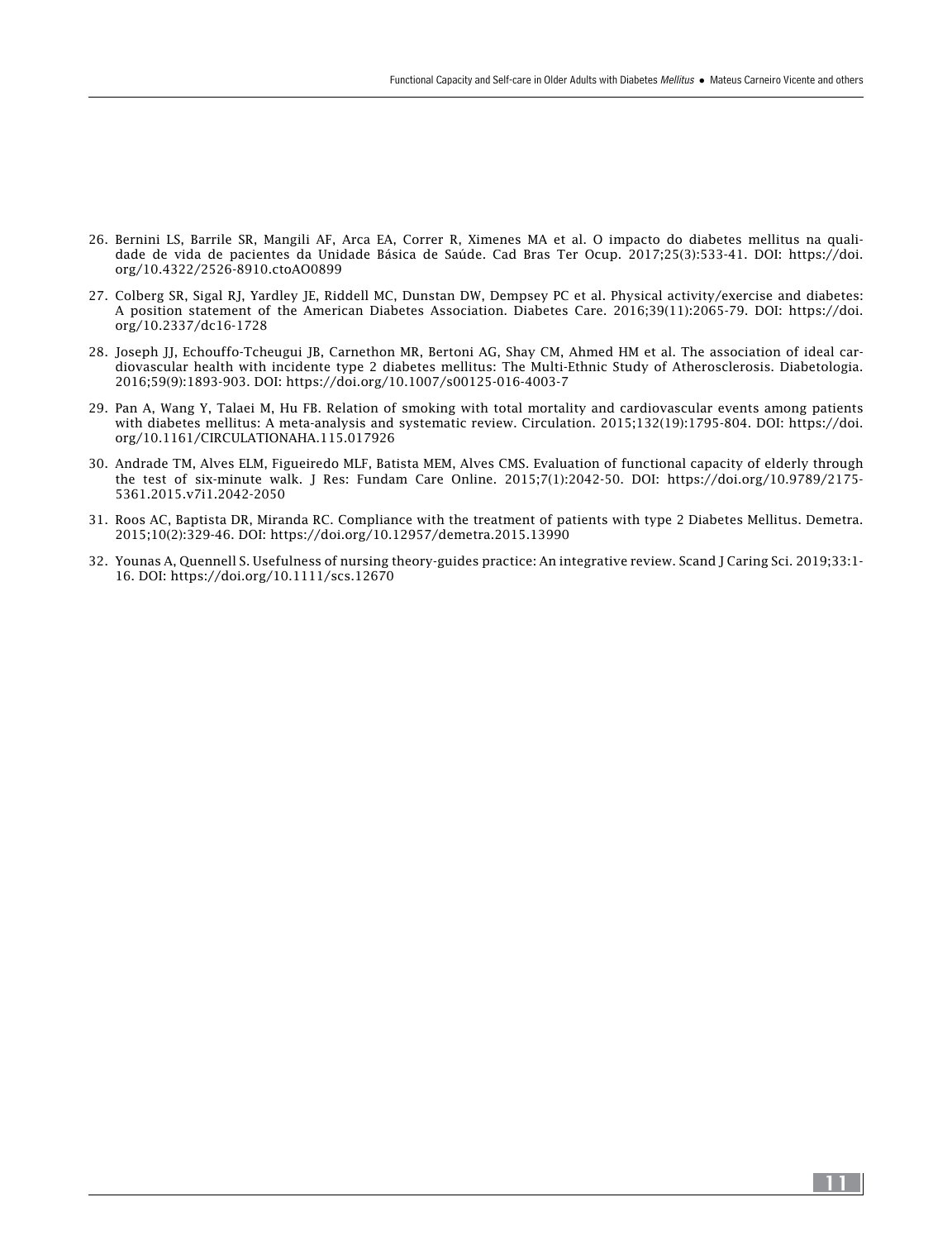26. Bernini LS, Barrile SR, Mangili AF, Arca EA, Correr R, Ximenes MA et al. O impacto do diabetes mellitus na qualidade de vida de pacientes da Unidade Básica de Saúde. Cad Bras Ter Ocup. 2017;25(3):533-41. DOI: https://doi.org/10.4322/2526-8910.ctoAO0899

27. Colberg SR, Sigal RJ, Yardley JE, Riddell MC, Dunstan DW, Dempsey PC et al. Physical activity/exercise and diabetes: A position statement of the American Diabetes Association. Diabetes Care. 2016;39(11):2065-79. DOI: https://doi.org/10.2337/dc16-1728

28. Joseph JJ, Echouffo-Tcheugui JB, Carnethon MR, Bertoni AG, Shay CM, Ahmed HM et al. The association of ideal cardiovascular health with incidente type 2 diabetes mellitus: The Multi-Ethnic Study of Atherosclerosis. Diabetologia. 2016;59(9):1893-903. DOI: https://doi.org/10.1007/s00125-016-4003-7

29. Pan A, Wang Y, Talaei M, Hu FB. Relation of smoking with total mortality and cardiovascular events among patients with diabetes mellitus: A meta-analysis and systematic review. Circulation. 2015;132(19):1795-804. DOI: https://doi.org/10.1161/CIRCULATIONAHA.115.017926

30. Andrade TM, Alves ELM, Figueiredo MLF, Batista MEM, Alves CMS. Evaluation of functional capacity of elderly through the test of six-minute walk. J Res: Fundam Care Online. 2015;7(1):2042-50. DOI: https://doi.org/10.9789/2175-5361.2015.v7i1.2042-2050

31. Roos AC, Baptista DR, Miranda RC. Compliance with the treatment of patients with type 2 Diabetes Mellitus. Demetra. 2015;10(2):329-46. DOI: https://doi.org/10.12957/demetra.2015.13990

32. Younas A, Quennell S. Usefulness of nursing theory-guides practice: An integrative review. Scand J Caring Sci. 2019;33:1-16. DOI: https://doi.org/10.1111/scs.12670